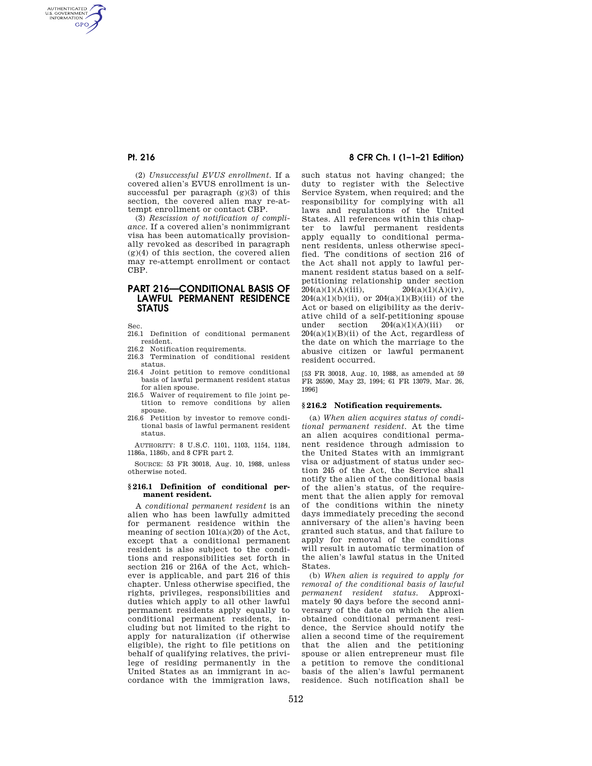(2) *Unsuccessful EVUS enrollment.* If a covered alien's EVUS enrollment is unsuccessful per paragraph (g)(3) of this section, the covered alien may re-attempt enrollment or contact CBP.

(3) *Rescission of notification of compliance.* If a covered alien's nonimmigrant visa has been automatically provisionally revoked as described in paragraph (g)(4) of this section, the covered alien may re-attempt enrollment or contact CBP.

## PART 216—CONDITIONAL BASIS OF LAWFUL PERMANENT RESIDENCE STATUS

Sec.
216.1 Definition of conditional permanent resident.
216.2 Notification requirements.
216.3 Termination of conditional resident status.
216.4 Joint petition to remove conditional basis of lawful permanent resident status for alien spouse.
216.5 Waiver of requirement to file joint petition to remove conditions by alien spouse.
216.6 Petition by investor to remove conditional basis of lawful permanent resident status.

AUTHORITY: 8 U.S.C. 1101, 1103, 1154, 1184, 1186a, 1186b, and 8 CFR part 2.

SOURCE: 53 FR 30018, Aug. 10, 1988, unless otherwise noted.

### § 216.1 Definition of conditional permanent resident.

A *conditional permanent resident* is an alien who has been lawfully admitted for permanent residence within the meaning of section 101(a)(20) of the Act, except that a conditional permanent resident is also subject to the conditions and responsibilities set forth in section 216 or 216A of the Act, whichever is applicable, and part 216 of this chapter. Unless otherwise specified, the rights, privileges, responsibilities and duties which apply to all other lawful permanent residents apply equally to conditional permanent residents, including but not limited to the right to apply for naturalization (if otherwise eligible), the right to file petitions on behalf of qualifying relatives, the privilege of residing permanently in the United States as an immigrant in accordance with the immigration laws, such status not having changed; the duty to register with the Selective Service System, when required; and the responsibility for complying with all laws and regulations of the United States. All references within this chapter to lawful permanent residents apply equally to conditional permanent residents, unless otherwise specified. The conditions of section 216 of the Act shall not apply to lawful permanent resident status based on a self-petitioning relationship under section 204(a)(1)(A)(iii), 204(a)(1)(A)(iv), 204(a)(1)(b)(ii), or 204(a)(1)(B)(iii) of the Act or based on eligibility as the derivative child of a self-petitioning spouse under section 204(a)(1)(A)(iii) or 204(a)(1)(B)(ii) of the Act, regardless of the date on which the marriage to the abusive citizen or lawful permanent resident occurred.

[53 FR 30018, Aug. 10, 1988, as amended at 59 FR 26590, May 23, 1994; 61 FR 13079, Mar. 26, 1996]

### § 216.2 Notification requirements.

(a) *When alien acquires status of conditional permanent resident.* At the time an alien acquires conditional permanent residence through admission to the United States with an immigrant visa or adjustment of status under section 245 of the Act, the Service shall notify the alien of the conditional basis of the alien's status, of the requirement that the alien apply for removal of the conditions within the ninety days immediately preceding the second anniversary of the alien's having been granted such status, and that failure to apply for removal of the conditions will result in automatic termination of the alien's lawful status in the United States.

(b) *When alien is required to apply for removal of the conditional basis of lawful permanent resident status.* Approximately 90 days before the second anniversary of the date on which the alien obtained conditional permanent residence, the Service should notify the alien a second time of the requirement that the alien and the petitioning spouse or alien entrepreneur must file a petition to remove the conditional basis of the alien's lawful permanent residence. Such notification shall be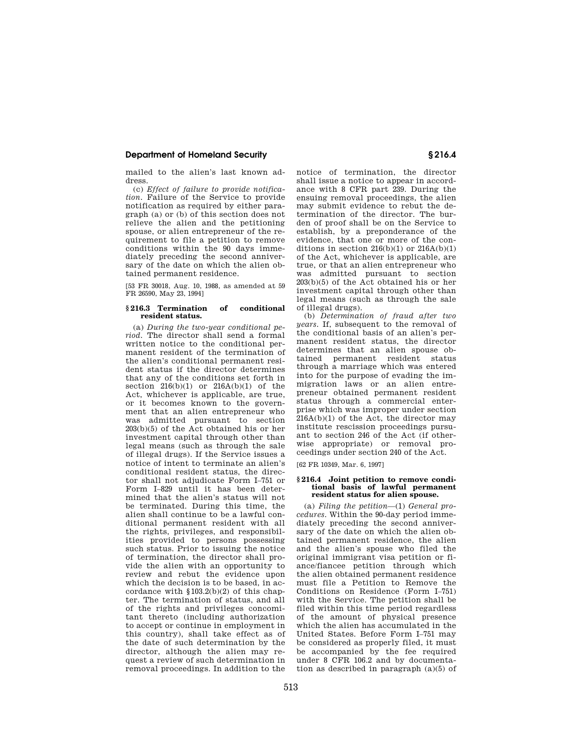mailed to the alien's last known address.

(c) *Effect of failure to provide notification.* Failure of the Service to provide notification as required by either paragraph (a) or (b) of this section does not relieve the alien and the petitioning spouse, or alien entrepreneur of the requirement to file a petition to remove conditions within the 90 days immediately preceding the second anniversary of the date on which the alien obtained permanent residence.

[53 FR 30018, Aug. 10, 1988, as amended at 59 FR 26590, May 23, 1994]

## § 216.3 Termination of conditional resident status.

(a) *During the two-year conditional period.* The director shall send a formal written notice to the conditional permanent resident of the termination of the alien's conditional permanent resident status if the director determines that any of the conditions set forth in section 216(b)(1) or 216A(b)(1) of the Act, whichever is applicable, are true, or it becomes known to the government that an alien entrepreneur who was admitted pursuant to section 203(b)(5) of the Act obtained his or her investment capital through other than legal means (such as through the sale of illegal drugs). If the Service issues a notice of intent to terminate an alien's conditional resident status, the director shall not adjudicate Form I–751 or Form I–829 until it has been determined that the alien's status will not be terminated. During this time, the alien shall continue to be a lawful conditional permanent resident with all the rights, privileges, and responsibilities provided to persons possessing such status. Prior to issuing the notice of termination, the director shall provide the alien with an opportunity to review and rebut the evidence upon which the decision is to be based, in accordance with §103.2(b)(2) of this chapter. The termination of status, and all of the rights and privileges concomitant thereto (including authorization to accept or continue in employment in this country), shall take effect as of the date of such determination by the director, although the alien may request a review of such determination in removal proceedings. In addition to the notice of termination, the director shall issue a notice to appear in accordance with 8 CFR part 239. During the ensuing removal proceedings, the alien may submit evidence to rebut the determination of the director. The burden of proof shall be on the Service to establish, by a preponderance of the evidence, that one or more of the conditions in section 216(b)(1) or 216A(b)(1) of the Act, whichever is applicable, are true, or that an alien entrepreneur who was admitted pursuant to section 203(b)(5) of the Act obtained his or her investment capital through other than legal means (such as through the sale of illegal drugs).

(b) *Determination of fraud after two years.* If, subsequent to the removal of the conditional basis of an alien's permanent resident status, the director determines that an alien spouse obtained permanent resident status through a marriage which was entered into for the purpose of evading the immigration laws or an alien entrepreneur obtained permanent resident status through a commercial enterprise which was improper under section 216A(b)(1) of the Act, the director may institute rescission proceedings pursuant to section 246 of the Act (if otherwise appropriate) or removal proceedings under section 240 of the Act.

[62 FR 10349, Mar. 6, 1997]

## § 216.4 Joint petition to remove conditional basis of lawful permanent resident status for alien spouse.

(a) *Filing the petition*—(1) *General procedures.* Within the 90-day period immediately preceding the second anniversary of the date on which the alien obtained permanent residence, the alien and the alien's spouse who filed the original immigrant visa petition or fiance/fiancee petition through which the alien obtained permanent residence must file a Petition to Remove the Conditions on Residence (Form I–751) with the Service. The petition shall be filed within this time period regardless of the amount of physical presence which the alien has accumulated in the United States. Before Form I–751 may be considered as properly filed, it must be accompanied by the fee required under 8 CFR 106.2 and by documentation as described in paragraph (a)(5) of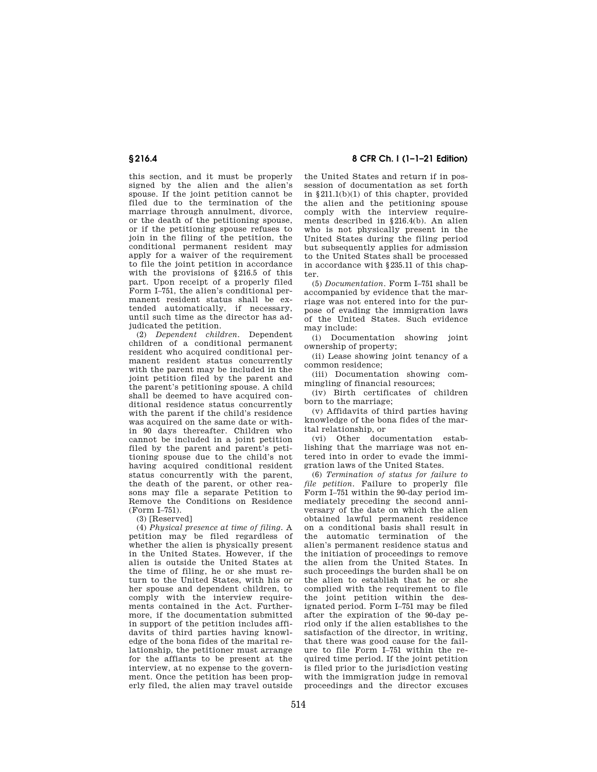this section, and it must be properly signed by the alien and the alien's spouse. If the joint petition cannot be filed due to the termination of the marriage through annulment, divorce, or the death of the petitioning spouse, or if the petitioning spouse refuses to join in the filing of the petition, the conditional permanent resident may apply for a waiver of the requirement to file the joint petition in accordance with the provisions of §216.5 of this part. Upon receipt of a properly filed Form I–751, the alien's conditional permanent resident status shall be extended automatically, if necessary, until such time as the director has adjudicated the petition.

(2) *Dependent children.* Dependent children of a conditional permanent resident who acquired conditional permanent resident status concurrently with the parent may be included in the joint petition filed by the parent and the parent's petitioning spouse. A child shall be deemed to have acquired conditional residence status concurrently with the parent if the child's residence was acquired on the same date or within 90 days thereafter. Children who cannot be included in a joint petition filed by the parent and parent's petitioning spouse due to the child's not having acquired conditional resident status concurrently with the parent, the death of the parent, or other reasons may file a separate Petition to Remove the Conditions on Residence (Form I–751).

(3) [Reserved]

(4) *Physical presence at time of filing.* A petition may be filed regardless of whether the alien is physically present in the United States. However, if the alien is outside the United States at the time of filing, he or she must return to the United States, with his or her spouse and dependent children, to comply with the interview requirements contained in the Act. Furthermore, if the documentation submitted in support of the petition includes affidavits of third parties having knowledge of the bona fides of the marital relationship, the petitioner must arrange for the affiants to be present at the interview, at no expense to the government. Once the petition has been properly filed, the alien may travel outside the United States and return if in possession of documentation as set forth in §211.1(b)(1) of this chapter, provided the alien and the petitioning spouse comply with the interview requirements described in §216.4(b). An alien who is not physically present in the United States during the filing period but subsequently applies for admission to the United States shall be processed in accordance with §235.11 of this chapter.

(5) *Documentation.* Form I–751 shall be accompanied by evidence that the marriage was not entered into for the purpose of evading the immigration laws of the United States. Such evidence may include:

(i) Documentation showing joint ownership of property;

(ii) Lease showing joint tenancy of a common residence;

(iii) Documentation showing commingling of financial resources;

(iv) Birth certificates of children born to the marriage;

(v) Affidavits of third parties having knowledge of the bona fides of the marital relationship, or

(vi) Other documentation establishing that the marriage was not entered into in order to evade the immigration laws of the United States.

(6) *Termination of status for failure to file petition.* Failure to properly file Form I–751 within the 90-day period immediately preceding the second anniversary of the date on which the alien obtained lawful permanent residence on a conditional basis shall result in the automatic termination of the alien's permanent residence status and the initiation of proceedings to remove the alien from the United States. In such proceedings the burden shall be on the alien to establish that he or she complied with the requirement to file the joint petition within the designated period. Form I–751 may be filed after the expiration of the 90-day period only if the alien establishes to the satisfaction of the director, in writing, that there was good cause for the failure to file Form I–751 within the required time period. If the joint petition is filed prior to the jurisdiction vesting with the immigration judge in removal proceedings and the director excuses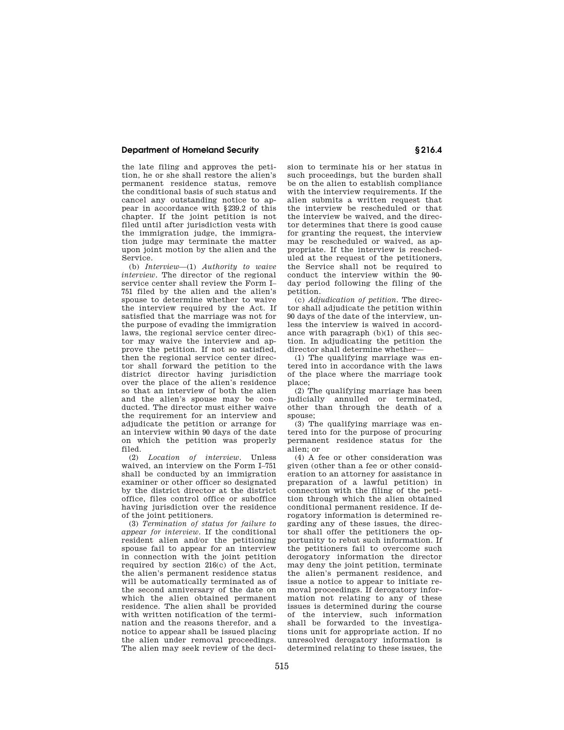the late filing and approves the petition, he or she shall restore the alien's permanent residence status, remove the conditional basis of such status and cancel any outstanding notice to appear in accordance with §239.2 of this chapter. If the joint petition is not filed until after jurisdiction vests with the immigration judge, the immigration judge may terminate the matter upon joint motion by the alien and the Service.

(b) *Interview*—(1) *Authority to waive interview.* The director of the regional service center shall review the Form I–751 filed by the alien and the alien's spouse to determine whether to waive the interview required by the Act. If satisfied that the marriage was not for the purpose of evading the immigration laws, the regional service center director may waive the interview and approve the petition. If not so satisfied, then the regional service center director shall forward the petition to the district director having jurisdiction over the place of the alien's residence so that an interview of both the alien and the alien's spouse may be conducted. The director must either waive the requirement for an interview and adjudicate the petition or arrange for an interview within 90 days of the date on which the petition was properly filed.

(2) *Location of interview.* Unless waived, an interview on the Form I–751 shall be conducted by an immigration examiner or other officer so designated by the district director at the district office, files control office or suboffice having jurisdiction over the residence of the joint petitioners.

(3) *Termination of status for failure to appear for interview.* If the conditional resident alien and/or the petitioning spouse fail to appear for an interview in connection with the joint petition required by section 216(c) of the Act, the alien's permanent residence status will be automatically terminated as of the second anniversary of the date on which the alien obtained permanent residence. The alien shall be provided with written notification of the termination and the reasons therefor, and a notice to appear shall be issued placing the alien under removal proceedings. The alien may seek review of the decision to terminate his or her status in such proceedings, but the burden shall be on the alien to establish compliance with the interview requirements. If the alien submits a written request that the interview be rescheduled or that the interview be waived, and the director determines that there is good cause for granting the request, the interview may be rescheduled or waived, as appropriate. If the interview is rescheduled at the request of the petitioners, the Service shall not be required to conduct the interview within the 90-day period following the filing of the petition.

(c) *Adjudication of petition.* The director shall adjudicate the petition within 90 days of the date of the interview, unless the interview is waived in accordance with paragraph (b)(1) of this section. In adjudicating the petition the director shall determine whether—

(1) The qualifying marriage was entered into in accordance with the laws of the place where the marriage took place;

(2) The qualifying marriage has been judicially annulled or terminated, other than through the death of a spouse;

(3) The qualifying marriage was entered into for the purpose of procuring permanent residence status for the alien; or

(4) A fee or other consideration was given (other than a fee or other consideration to an attorney for assistance in preparation of a lawful petition) in connection with the filing of the petition through which the alien obtained conditional permanent residence. If derogatory information is determined regarding any of these issues, the director shall offer the petitioners the opportunity to rebut such information. If the petitioners fail to overcome such derogatory information the director may deny the joint petition, terminate the alien's permanent residence, and issue a notice to appear to initiate removal proceedings. If derogatory information not relating to any of these issues is determined during the course of the interview, such information shall be forwarded to the investigations unit for appropriate action. If no unresolved derogatory information is determined relating to these issues, the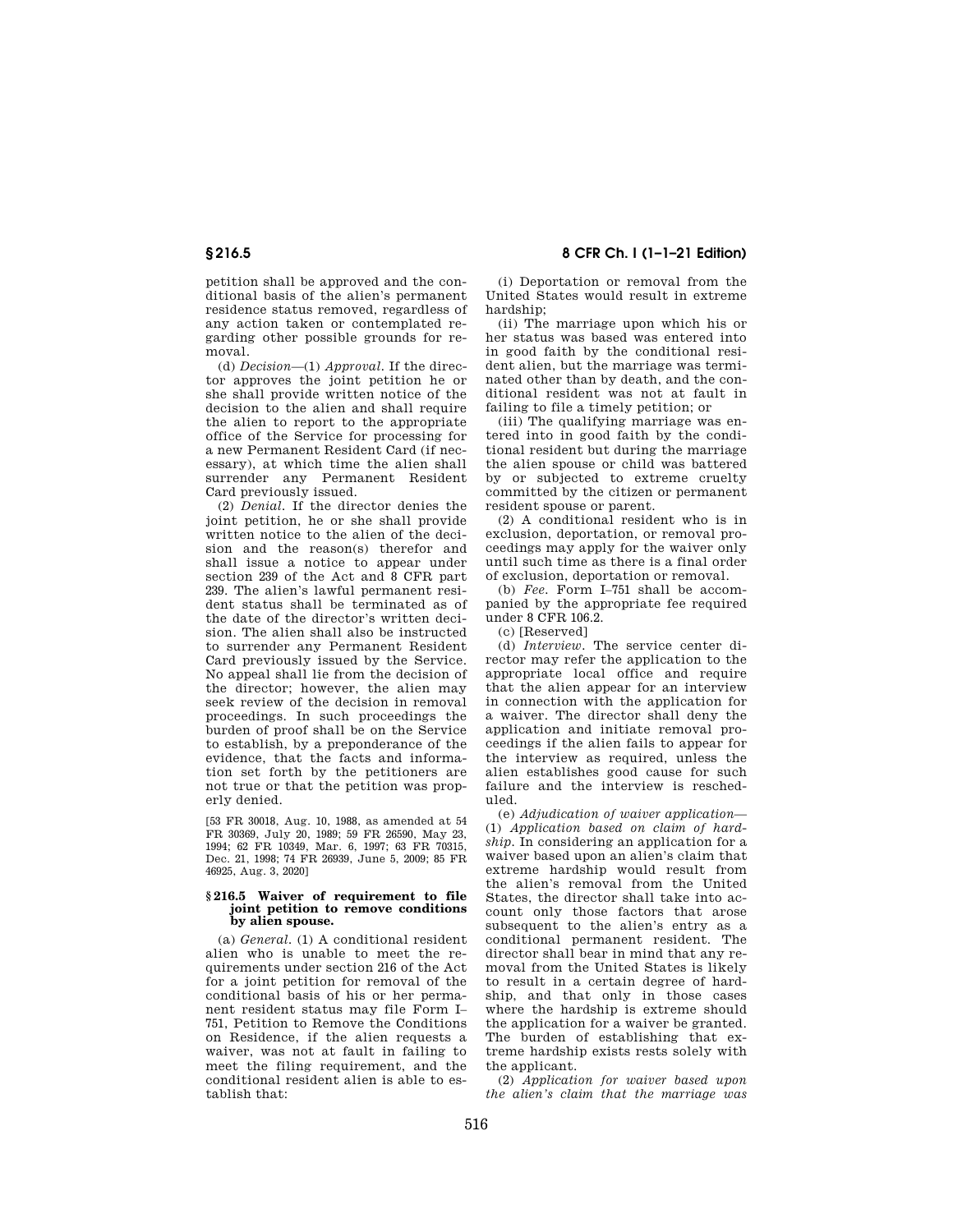petition shall be approved and the conditional basis of the alien's permanent residence status removed, regardless of any action taken or contemplated regarding other possible grounds for removal.

(d) *Decision*—(1) *Approval.* If the director approves the joint petition he or she shall provide written notice of the decision to the alien and shall require the alien to report to the appropriate office of the Service for processing for a new Permanent Resident Card (if necessary), at which time the alien shall surrender any Permanent Resident Card previously issued.

(2) *Denial.* If the director denies the joint petition, he or she shall provide written notice to the alien of the decision and the reason(s) therefor and shall issue a notice to appear under section 239 of the Act and 8 CFR part 239. The alien's lawful permanent resident status shall be terminated as of the date of the director's written decision. The alien shall also be instructed to surrender any Permanent Resident Card previously issued by the Service. No appeal shall lie from the decision of the director; however, the alien may seek review of the decision in removal proceedings. In such proceedings the burden of proof shall be on the Service to establish, by a preponderance of the evidence, that the facts and information set forth by the petitioners are not true or that the petition was properly denied.

[53 FR 30018, Aug. 10, 1988, as amended at 54 FR 30369, July 20, 1989; 59 FR 26590, May 23, 1994; 62 FR 10349, Mar. 6, 1997; 63 FR 70315, Dec. 21, 1998; 74 FR 26939, June 5, 2009; 85 FR 46925, Aug. 3, 2020]

### § 216.5 Waiver of requirement to file joint petition to remove conditions by alien spouse.

(a) *General.* (1) A conditional resident alien who is unable to meet the requirements under section 216 of the Act for a joint petition for removal of the conditional basis of his or her permanent resident status may file Form I–751, Petition to Remove the Conditions on Residence, if the alien requests a waiver, was not at fault in failing to meet the filing requirement, and the conditional resident alien is able to establish that:

(i) Deportation or removal from the United States would result in extreme hardship;

(ii) The marriage upon which his or her status was based was entered into in good faith by the conditional resident alien, but the marriage was terminated other than by death, and the conditional resident was not at fault in failing to file a timely petition; or

(iii) The qualifying marriage was entered into in good faith by the conditional resident but during the marriage the alien spouse or child was battered by or subjected to extreme cruelty committed by the citizen or permanent resident spouse or parent.

(2) A conditional resident who is in exclusion, deportation, or removal proceedings may apply for the waiver only until such time as there is a final order of exclusion, deportation or removal.

(b) *Fee.* Form I–751 shall be accompanied by the appropriate fee required under 8 CFR 106.2.

(c) [Reserved]

(d) *Interview.* The service center director may refer the application to the appropriate local office and require that the alien appear for an interview in connection with the application for a waiver. The director shall deny the application and initiate removal proceedings if the alien fails to appear for the interview as required, unless the alien establishes good cause for such failure and the interview is rescheduled.

(e) *Adjudication of waiver application*—(1) *Application based on claim of hardship.* In considering an application for a waiver based upon an alien's claim that extreme hardship would result from the alien's removal from the United States, the director shall take into account only those factors that arose subsequent to the alien's entry as a conditional permanent resident. The director shall bear in mind that any removal from the United States is likely to result in a certain degree of hardship, and that only in those cases where the hardship is extreme should the application for a waiver be granted. The burden of establishing that extreme hardship exists rests solely with the applicant.

(2) *Application for waiver based upon the alien's claim that the marriage was*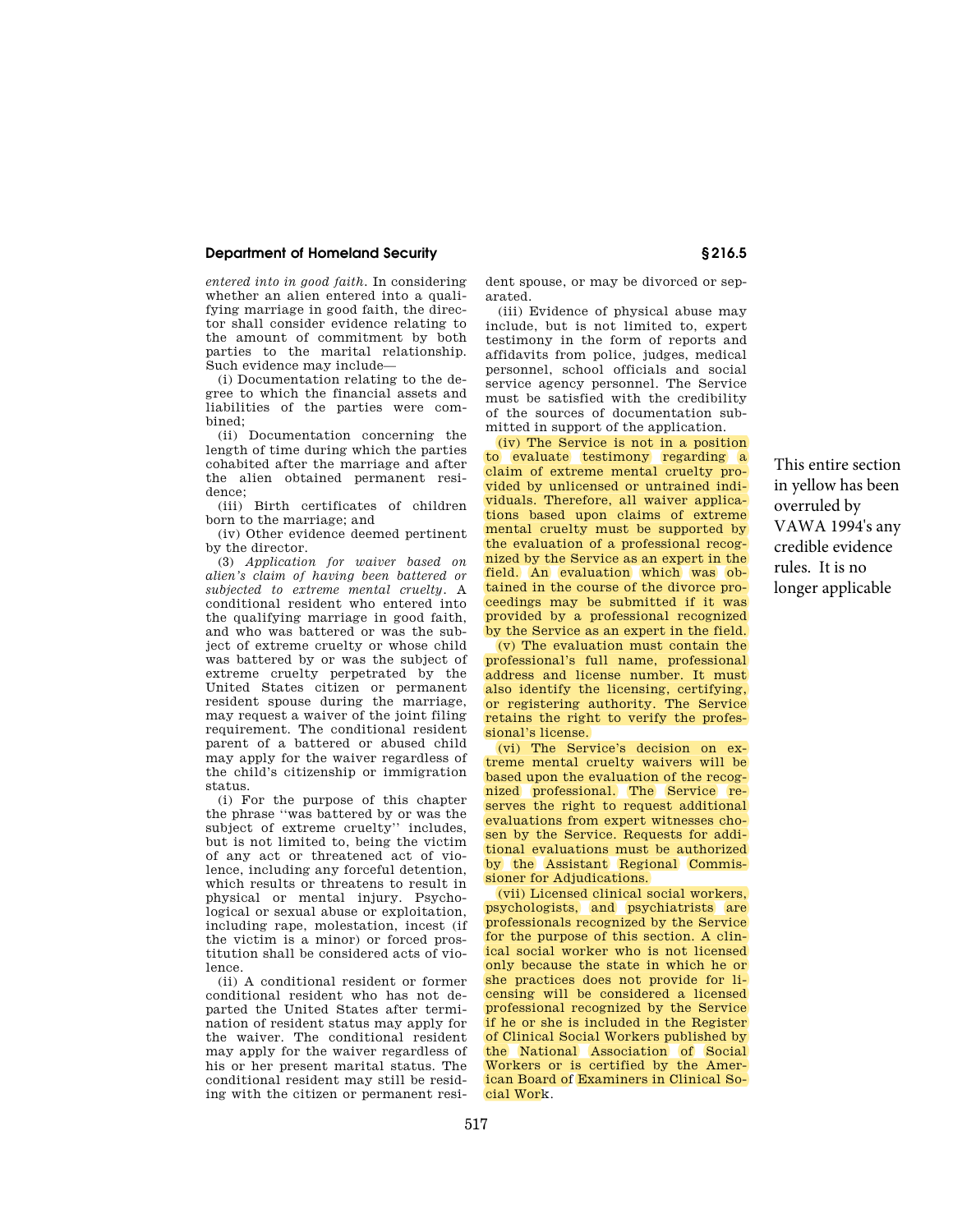*entered into in good faith*. In considering whether an alien entered into a qualifying marriage in good faith, the director shall consider evidence relating to the amount of commitment by both parties to the marital relationship. Such evidence may include—

(i) Documentation relating to the degree to which the financial assets and liabilities of the parties were combined;

(ii) Documentation concerning the length of time during which the parties cohabited after the marriage and after the alien obtained permanent residence;

(iii) Birth certificates of children born to the marriage; and

(iv) Other evidence deemed pertinent by the director.

(3) *Application for waiver based on alien's claim of having been battered or subjected to extreme mental cruelty*. A conditional resident who entered into the qualifying marriage in good faith, and who was battered or was the subject of extreme cruelty or whose child was battered by or was the subject of extreme cruelty perpetrated by the United States citizen or permanent resident spouse during the marriage, may request a waiver of the joint filing requirement. The conditional resident parent of a battered or abused child may apply for the waiver regardless of the child's citizenship or immigration status.

(i) For the purpose of this chapter the phrase "was battered by or was the subject of extreme cruelty" includes, but is not limited to, being the victim of any act or threatened act of violence, including any forceful detention, which results or threatens to result in physical or mental injury. Psychological or sexual abuse or exploitation, including rape, molestation, incest (if the victim is a minor) or forced prostitution shall be considered acts of violence.

(ii) A conditional resident or former conditional resident who has not departed the United States after termination of resident status may apply for the waiver. The conditional resident may apply for the waiver regardless of his or her present marital status. The conditional resident may still be residing with the citizen or permanent resident spouse, or may be divorced or separated.

(iii) Evidence of physical abuse may include, but is not limited to, expert testimony in the form of reports and affidavits from police, judges, medical personnel, school officials and social service agency personnel. The Service must be satisfied with the credibility of the sources of documentation submitted in support of the application.

(iv) The Service is not in a position to evaluate testimony regarding a claim of extreme mental cruelty provided by unlicensed or untrained individuals. Therefore, all waiver applications based upon claims of extreme mental cruelty must be supported by the evaluation of a professional recognized by the Service as an expert in the field. An evaluation which was obtained in the course of the divorce proceedings may be submitted if it was provided by a professional recognized by the Service as an expert in the field.

(v) The evaluation must contain the professional's full name, professional address and license number. It must also identify the licensing, certifying, or registering authority. The Service retains the right to verify the professional's license.

(vi) The Service's decision on extreme mental cruelty waivers will be based upon the evaluation of the recognized professional. The Service reserves the right to request additional evaluations from expert witnesses chosen by the Service. Requests for additional evaluations must be authorized by the Assistant Regional Commissioner for Adjudications.

(vii) Licensed clinical social workers, psychologists, and psychiatrists are professionals recognized by the Service for the purpose of this section. A clinical social worker who is not licensed only because the state in which he or she practices does not provide for licensing will be considered a licensed professional recognized by the Service if he or she is included in the Register of Clinical Social Workers published by the National Association of Social Workers or is certified by the American Board of Examiners in Clinical Social Work.

This entire section in yellow has been overruled by VAWA 1994's any credible evidence rules. It is no longer applicable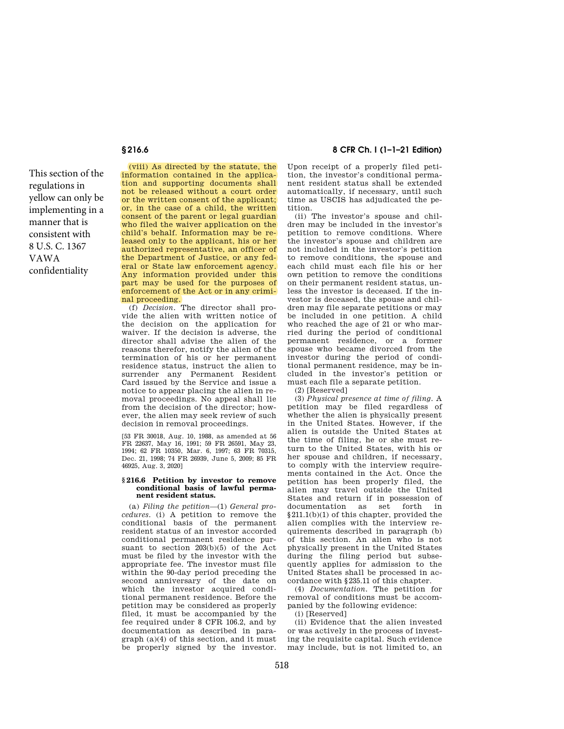This section of the regulations in yellow can only be implementing in a manner that is consistent with 8 U.S. C. 1367 VAWA confidentiality

(viii) As directed by the statute, the information contained in the application and supporting documents shall not be released without a court order or the written consent of the applicant; or, in the case of a child, the written consent of the parent or legal guardian who filed the waiver application on the child's behalf. Information may be released only to the applicant, his or her authorized representative, an officer of the Department of Justice, or any federal or State law enforcement agency. Any information provided under this part may be used for the purposes of enforcement of the Act or in any criminal proceeding.

(f) *Decision.* The director shall provide the alien with written notice of the decision on the application for waiver. If the decision is adverse, the director shall advise the alien of the reasons therefor, notify the alien of the termination of his or her permanent residence status, instruct the alien to surrender any Permanent Resident Card issued by the Service and issue a notice to appear placing the alien in removal proceedings. No appeal shall lie from the decision of the director; however, the alien may seek review of such decision in removal proceedings.

[53 FR 30018, Aug. 10, 1988, as amended at 56 FR 22637, May 16, 1991; 59 FR 26591, May 23, 1994; 62 FR 10350, Mar. 6, 1997; 63 FR 70315, Dec. 21, 1998; 74 FR 26939, June 5, 2009; 85 FR 46925, Aug. 3, 2020]

### § 216.6 Petition by investor to remove conditional basis of lawful permanent resident status.

(a) *Filing the petition*—(1) *General procedures.* (i) A petition to remove the conditional basis of the permanent resident status of an investor accorded conditional permanent residence pursuant to section 203(b)(5) of the Act must be filed by the investor with the appropriate fee. The investor must file within the 90-day period preceding the second anniversary of the date on which the investor acquired conditional permanent residence. Before the petition may be considered as properly filed, it must be accompanied by the fee required under 8 CFR 106.2, and by documentation as described in paragraph (a)(4) of this section, and it must be properly signed by the investor. Upon receipt of a properly filed petition, the investor's conditional permanent resident status shall be extended automatically, if necessary, until such time as USCIS has adjudicated the petition.

(ii) The investor's spouse and children may be included in the investor's petition to remove conditions. Where the investor's spouse and children are not included in the investor's petition to remove conditions, the spouse and each child must each file his or her own petition to remove the conditions on their permanent resident status, unless the investor is deceased. If the investor is deceased, the spouse and children may file separate petitions or may be included in one petition. A child who reached the age of 21 or who married during the period of conditional permanent residence, or a former spouse who became divorced from the investor during the period of conditional permanent residence, may be included in the investor's petition or must each file a separate petition.

(2) [Reserved]

(3) *Physical presence at time of filing.* A petition may be filed regardless of whether the alien is physically present in the United States. However, if the alien is outside the United States at the time of filing, he or she must return to the United States, with his or her spouse and children, if necessary, to comply with the interview requirements contained in the Act. Once the petition has been properly filed, the alien may travel outside the United States and return if in possession of documentation as set forth in §211.1(b)(1) of this chapter, provided the alien complies with the interview requirements described in paragraph (b) of this section. An alien who is not physically present in the United States during the filing period but subsequently applies for admission to the United States shall be processed in accordance with §235.11 of this chapter.

(4) *Documentation.* The petition for removal of conditions must be accompanied by the following evidence:

(i) [Reserved]

(ii) Evidence that the alien invested or was actively in the process of investing the requisite capital. Such evidence may include, but is not limited to, an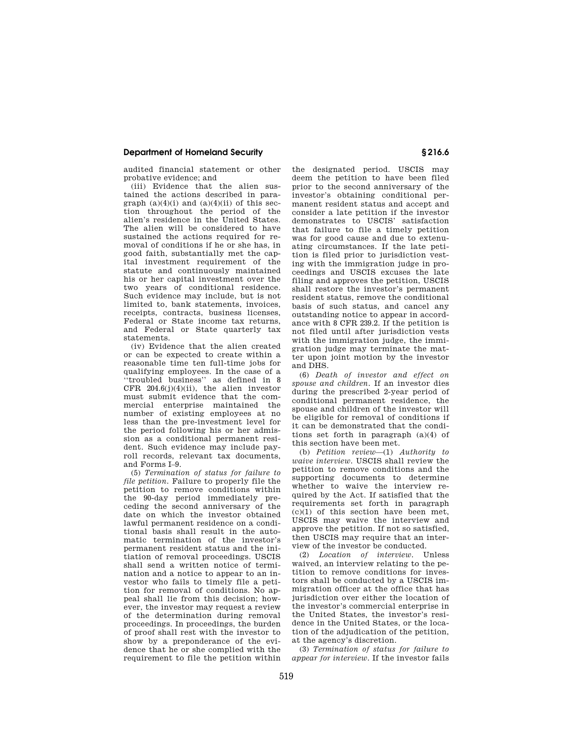audited financial statement or other probative evidence; and

(iii) Evidence that the alien sustained the actions described in paragraph (a)(4)(i) and (a)(4)(ii) of this section throughout the period of the alien's residence in the United States. The alien will be considered to have sustained the actions required for removal of conditions if he or she has, in good faith, substantially met the capital investment requirement of the statute and continuously maintained his or her capital investment over the two years of conditional residence. Such evidence may include, but is not limited to, bank statements, invoices, receipts, contracts, business licenses, Federal or State income tax returns, and Federal or State quarterly tax statements.

(iv) Evidence that the alien created or can be expected to create within a reasonable time ten full-time jobs for qualifying employees. In the case of a "troubled business" as defined in 8 CFR 204.6(j)(4)(ii), the alien investor must submit evidence that the commercial enterprise maintained the number of existing employees at no less than the pre-investment level for the period following his or her admission as a conditional permanent resident. Such evidence may include payroll records, relevant tax documents, and Forms I–9.

(5) *Termination of status for failure to file petition.* Failure to properly file the petition to remove conditions within the 90-day period immediately preceding the second anniversary of the date on which the investor obtained lawful permanent residence on a conditional basis shall result in the automatic termination of the investor's permanent resident status and the initiation of removal proceedings. USCIS shall send a written notice of termination and a notice to appear to an investor who fails to timely file a petition for removal of conditions. No appeal shall lie from this decision; however, the investor may request a review of the determination during removal proceedings. In proceedings, the burden of proof shall rest with the investor to show by a preponderance of the evidence that he or she complied with the requirement to file the petition within the designated period. USCIS may deem the petition to have been filed prior to the second anniversary of the investor's obtaining conditional permanent resident status and accept and consider a late petition if the investor demonstrates to USCIS' satisfaction that failure to file a timely petition was for good cause and due to extenuating circumstances. If the late petition is filed prior to jurisdiction vesting with the immigration judge in proceedings and USCIS excuses the late filing and approves the petition, USCIS shall restore the investor's permanent resident status, remove the conditional basis of such status, and cancel any outstanding notice to appear in accordance with 8 CFR 239.2. If the petition is not filed until after jurisdiction vests with the immigration judge, the immigration judge may terminate the matter upon joint motion by the investor and DHS.

(6) *Death of investor and effect on spouse and children.* If an investor dies during the prescribed 2-year period of conditional permanent residence, the spouse and children of the investor will be eligible for removal of conditions if it can be demonstrated that the conditions set forth in paragraph (a)(4) of this section have been met.

(b) *Petition review*—(1) *Authority to waive interview.* USCIS shall review the petition to remove conditions and the supporting documents to determine whether to waive the interview required by the Act. If satisfied that the requirements set forth in paragraph (c)(1) of this section have been met, USCIS may waive the interview and approve the petition. If not so satisfied, then USCIS may require that an interview of the investor be conducted.

(2) *Location of interview.* Unless waived, an interview relating to the petition to remove conditions for investors shall be conducted by a USCIS immigration officer at the office that has jurisdiction over either the location of the investor's commercial enterprise in the United States, the investor's residence in the United States, or the location of the adjudication of the petition, at the agency's discretion.

(3) *Termination of status for failure to appear for interview.* If the investor fails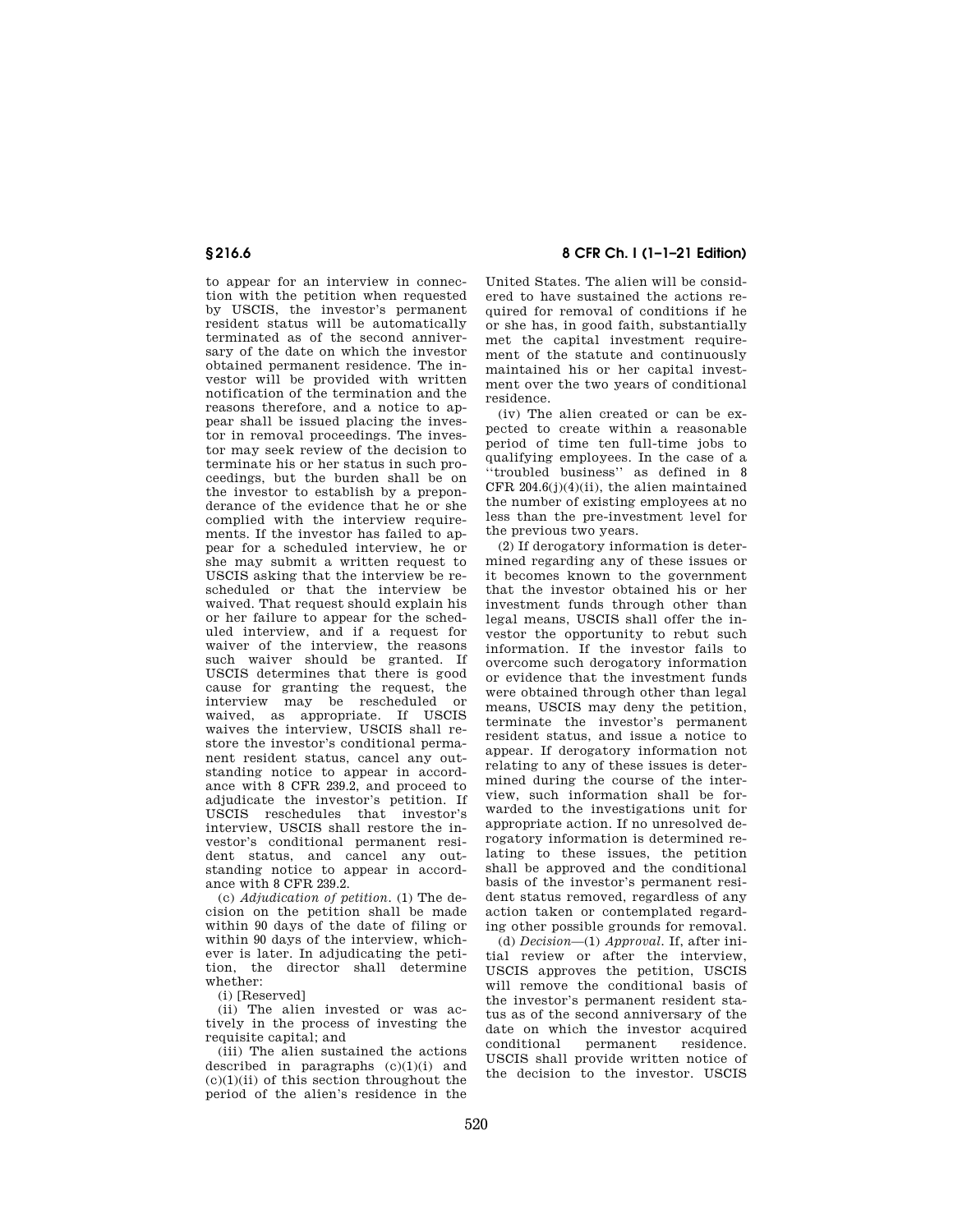to appear for an interview in connection with the petition when requested by USCIS, the investor's permanent resident status will be automatically terminated as of the second anniversary of the date on which the investor obtained permanent residence. The investor will be provided with written notification of the termination and the reasons therefore, and a notice to appear shall be issued placing the investor in removal proceedings. The investor may seek review of the decision to terminate his or her status in such proceedings, but the burden shall be on the investor to establish by a preponderance of the evidence that he or she complied with the interview requirements. If the investor has failed to appear for a scheduled interview, he or she may submit a written request to USCIS asking that the interview be rescheduled or that the interview be waived. That request should explain his or her failure to appear for the scheduled interview, and if a request for waiver of the interview, the reasons such waiver should be granted. If USCIS determines that there is good cause for granting the request, the interview may be rescheduled or waived, as appropriate. If USCIS waives the interview, USCIS shall restore the investor's conditional permanent resident status, cancel any outstanding notice to appear in accordance with 8 CFR 239.2, and proceed to adjudicate the investor's petition. If USCIS reschedules that investor's interview, USCIS shall restore the investor's conditional permanent resident status, and cancel any outstanding notice to appear in accordance with 8 CFR 239.2.

(c) *Adjudication of petition.* (1) The decision on the petition shall be made within 90 days of the date of filing or within 90 days of the interview, whichever is later. In adjudicating the petition, the director shall determine whether:

(i) [Reserved]

(ii) The alien invested or was actively in the process of investing the requisite capital; and

(iii) The alien sustained the actions described in paragraphs (c)(1)(i) and (c)(1)(ii) of this section throughout the period of the alien's residence in the United States. The alien will be considered to have sustained the actions required for removal of conditions if he or she has, in good faith, substantially met the capital investment requirement of the statute and continuously maintained his or her capital investment over the two years of conditional residence.

(iv) The alien created or can be expected to create within a reasonable period of time ten full-time jobs to qualifying employees. In the case of a ''troubled business'' as defined in 8 CFR 204.6(j)(4)(ii), the alien maintained the number of existing employees at no less than the pre-investment level for the previous two years.

(2) If derogatory information is determined regarding any of these issues or it becomes known to the government that the investor obtained his or her investment funds through other than legal means, USCIS shall offer the investor the opportunity to rebut such information. If the investor fails to overcome such derogatory information or evidence that the investment funds were obtained through other than legal means, USCIS may deny the petition, terminate the investor's permanent resident status, and issue a notice to appear. If derogatory information not relating to any of these issues is determined during the course of the interview, such information shall be forwarded to the investigations unit for appropriate action. If no unresolved derogatory information is determined relating to these issues, the petition shall be approved and the conditional basis of the investor's permanent resident status removed, regardless of any action taken or contemplated regarding other possible grounds for removal.

(d) *Decision*—(1) *Approval.* If, after initial review or after the interview, USCIS approves the petition, USCIS will remove the conditional basis of the investor's permanent resident status as of the second anniversary of the date on which the investor acquired conditional permanent residence. USCIS shall provide written notice of the decision to the investor. USCIS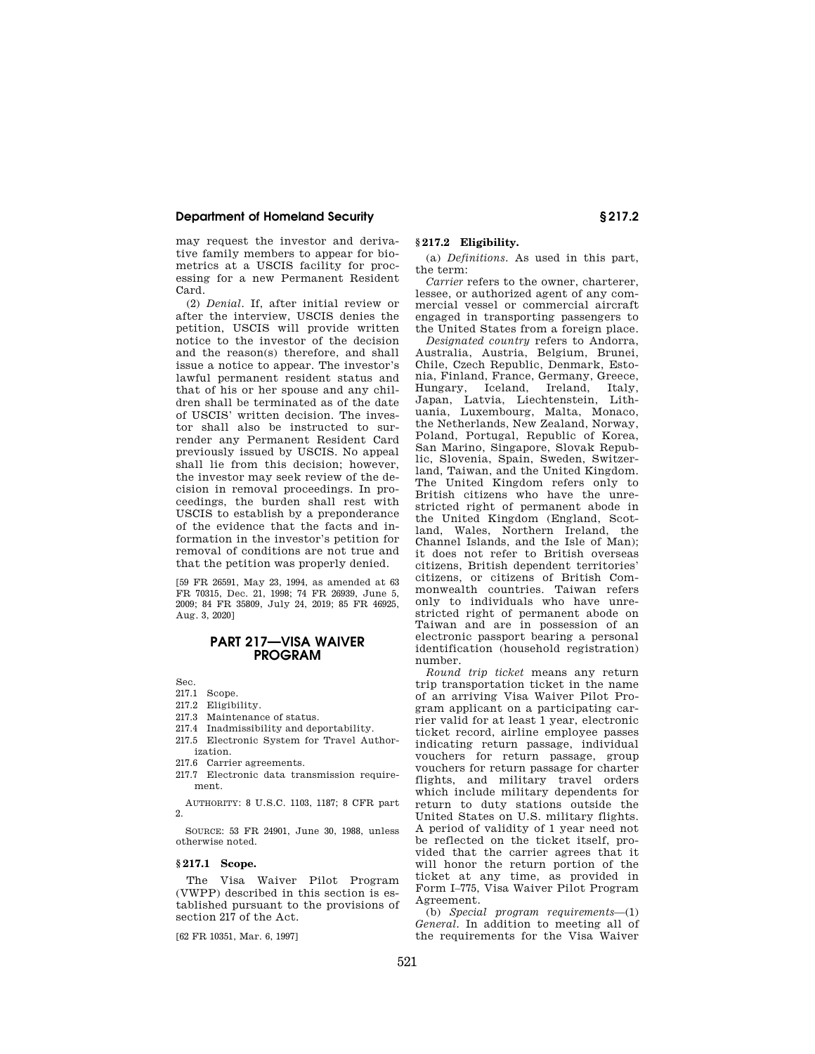may request the investor and derivative family members to appear for biometrics at a USCIS facility for processing for a new Permanent Resident Card.

(2) *Denial.* If, after initial review or after the interview, USCIS denies the petition, USCIS will provide written notice to the investor of the decision and the reason(s) therefore, and shall issue a notice to appear. The investor's lawful permanent resident status and that of his or her spouse and any children shall be terminated as of the date of USCIS' written decision. The investor shall also be instructed to surrender any Permanent Resident Card previously issued by USCIS. No appeal shall lie from this decision; however, the investor may seek review of the decision in removal proceedings. In proceedings, the burden shall rest with USCIS to establish by a preponderance of the evidence that the facts and information in the investor's petition for removal of conditions are not true and that the petition was properly denied.

[59 FR 26591, May 23, 1994, as amended at 63 FR 70315, Dec. 21, 1998; 74 FR 26939, June 5, 2009; 84 FR 35809, July 24, 2019; 85 FR 46925, Aug. 3, 2020]

# PART 217—VISA WAIVER PROGRAM

Sec.
217.1 Scope.
217.2 Eligibility.
217.3 Maintenance of status.
217.4 Inadmissibility and deportability.
217.5 Electronic System for Travel Authorization.
217.6 Carrier agreements.
217.7 Electronic data transmission requirement.

AUTHORITY: 8 U.S.C. 1103, 1187; 8 CFR part 2.

SOURCE: 53 FR 24901, June 30, 1988, unless otherwise noted.

## § 217.1 Scope.

The Visa Waiver Pilot Program (VWPP) described in this section is established pursuant to the provisions of section 217 of the Act.

[62 FR 10351, Mar. 6, 1997]

## § 217.2 Eligibility.

(a) *Definitions.* As used in this part, the term:

*Carrier* refers to the owner, charterer, lessee, or authorized agent of any commercial vessel or commercial aircraft engaged in transporting passengers to the United States from a foreign place.

*Designated country* refers to Andorra, Australia, Austria, Belgium, Brunei, Chile, Czech Republic, Denmark, Estonia, Finland, France, Germany, Greece, Hungary, Iceland, Ireland, Italy, Japan, Latvia, Liechtenstein, Lithuania, Luxembourg, Malta, Monaco, the Netherlands, New Zealand, Norway, Poland, Portugal, Republic of Korea, San Marino, Singapore, Slovak Republic, Slovenia, Spain, Sweden, Switzerland, Taiwan, and the United Kingdom. The United Kingdom refers only to British citizens who have the unrestricted right of permanent abode in the United Kingdom (England, Scotland, Wales, Northern Ireland, the Channel Islands, and the Isle of Man); it does not refer to British overseas citizens, British dependent territories' citizens, or citizens of British Commonwealth countries. Taiwan refers only to individuals who have unrestricted right of permanent abode on Taiwan and are in possession of an electronic passport bearing a personal identification (household registration) number.

*Round trip ticket* means any return trip transportation ticket in the name of an arriving Visa Waiver Pilot Program applicant on a participating carrier valid for at least 1 year, electronic ticket record, airline employee passes indicating return passage, individual vouchers for return passage, group vouchers for return passage for charter flights, and military travel orders which include military dependents for return to duty stations outside the United States on U.S. military flights. A period of validity of 1 year need not be reflected on the ticket itself, provided that the carrier agrees that it will honor the return portion of the ticket at any time, as provided in Form I–775, Visa Waiver Pilot Program Agreement.

(b) *Special program requirements*—(1) *General.* In addition to meeting all of the requirements for the Visa Waiver